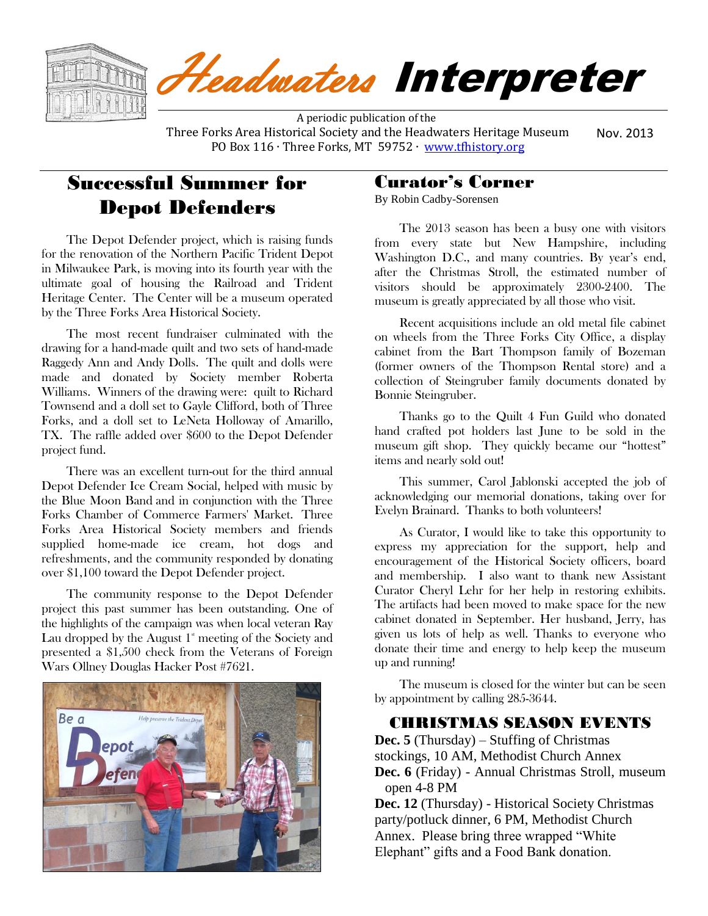# *Headwaters* Interpreter

A periodic publication of the
Three Forks Area Historical Society and the Headwaters Heritage Museum
PO Box 116 · Three Forks, MT 59752 · www.tfhistory.org

Nov. 2013

## Successful Summer for Depot Defenders

The Depot Defender project, which is raising funds for the renovation of the Northern Pacific Trident Depot in Milwaukee Park, is moving into its fourth year with the ultimate goal of housing the Railroad and Trident Heritage Center. The Center will be a museum operated by the Three Forks Area Historical Society.

The most recent fundraiser culminated with the drawing for a hand-made quilt and two sets of hand-made Raggedy Ann and Andy Dolls. The quilt and dolls were made and donated by Society member Roberta Williams. Winners of the drawing were: quilt to Richard Townsend and a doll set to Gayle Clifford, both of Three Forks, and a doll set to LeNeta Holloway of Amarillo, TX. The raffle added over $600 to the Depot Defender project fund.

There was an excellent turn-out for the third annual Depot Defender Ice Cream Social, helped with music by the Blue Moon Band and in conjunction with the Three Forks Chamber of Commerce Farmers' Market. Three Forks Area Historical Society members and friends supplied home-made ice cream, hot dogs and refreshments, and the community responded by donating over $1,100 toward the Depot Defender project.

The community response to the Depot Defender project this past summer has been outstanding. One of the highlights of the campaign was when local veteran Ray Lau dropped by the August 1st meeting of the Society and presented a $1,500 check from the Veterans of Foreign Wars Ollney Douglas Hacker Post #7621.

## Curator's Corner

By Robin Cadby-Sorensen

The 2013 season has been a busy one with visitors from every state but New Hampshire, including Washington D.C., and many countries. By year's end, after the Christmas Stroll, the estimated number of visitors should be approximately 2300-2400. The museum is greatly appreciated by all those who visit.

Recent acquisitions include an old metal file cabinet on wheels from the Three Forks City Office, a display cabinet from the Bart Thompson family of Bozeman (former owners of the Thompson Rental store) and a collection of Steingruber family documents donated by Bonnie Steingruber.

Thanks go to the Quilt 4 Fun Guild who donated hand crafted pot holders last June to be sold in the museum gift shop. They quickly became our "hottest" items and nearly sold out!

This summer, Carol Jablonski accepted the job of acknowledging our memorial donations, taking over for Evelyn Brainard. Thanks to both volunteers!

As Curator, I would like to take this opportunity to express my appreciation for the support, help and encouragement of the Historical Society officers, board and membership. I also want to thank new Assistant Curator Cheryl Lehr for her help in restoring exhibits. The artifacts had been moved to make space for the new cabinet donated in September. Her husband, Jerry, has given us lots of help as well. Thanks to everyone who donate their time and energy to help keep the museum up and running!

The museum is closed for the winter but can be seen by appointment by calling 285-3644.

## CHRISTMAS SEASON EVENTS

**Dec. 5** (Thursday) – Stuffing of Christmas stockings, 10 AM, Methodist Church Annex

**Dec. 6** (Friday) - Annual Christmas Stroll, museum open 4-8 PM

**Dec. 12** (Thursday) - Historical Society Christmas party/potluck dinner, 6 PM, Methodist Church Annex. Please bring three wrapped "White Elephant" gifts and a Food Bank donation.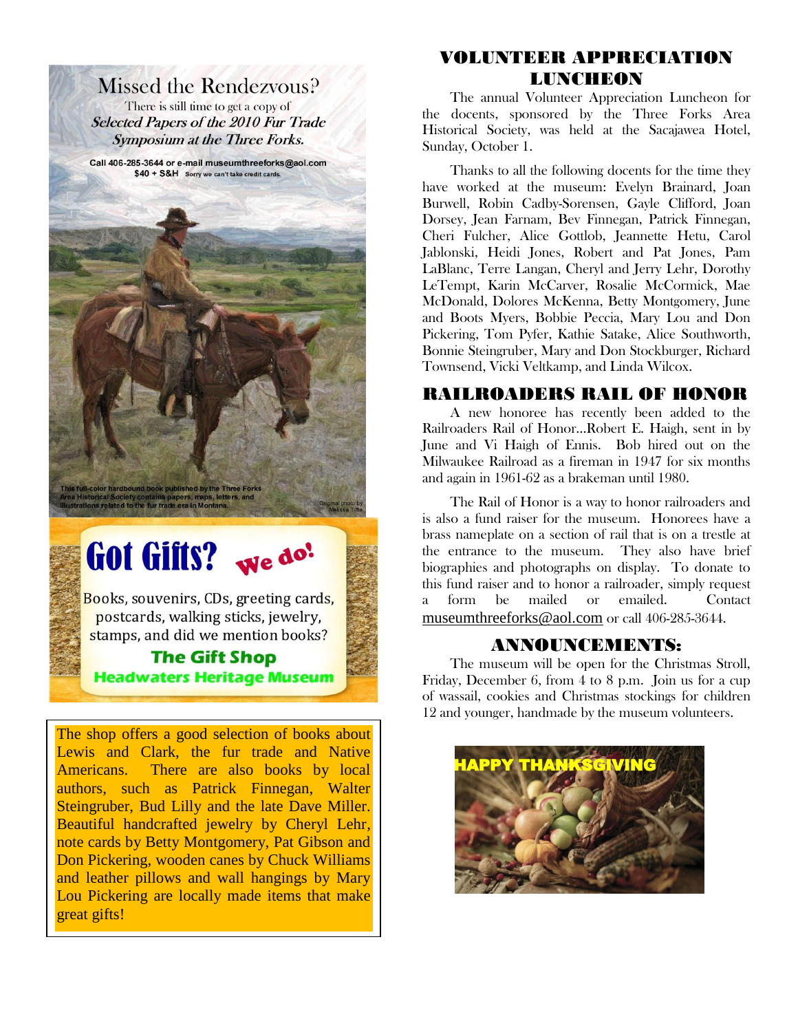## Missed the Rendezvous?

There is still time to get a copy of

*Selected Papers of the 2010 Fur Trade Symposium at the Three Forks.*

Call 406-285-3644 or e-mail museumthreeforks@aol.com

$40 + S&H Sorry we can't take credit cards.

This full-color hardbound book published by the Three Forks Area Historical Society contains papers, maps, letters, and illustrations related to the fur trade era in Montana.

Original photo by Melissa Tiffie

## Got Gifts? We do!

Books, souvenirs, CDs, greeting cards, postcards, walking sticks, jewelry, stamps, and did we mention books?

**The Gift Shop**

**Headwaters Heritage Museum**

The shop offers a good selection of books about Lewis and Clark, the fur trade and Native Americans. There are also books by local authors, such as Patrick Finnegan, Walter Steingruber, Bud Lilly and the late Dave Miller. Beautiful handcrafted jewelry by Cheryl Lehr, note cards by Betty Montgomery, Pat Gibson and Don Pickering, wooden canes by Chuck Williams and leather pillows and wall hangings by Mary Lou Pickering are locally made items that make great gifts!

## VOLUNTEER APPRECIATION LUNCHEON

The annual Volunteer Appreciation Luncheon for the docents, sponsored by the Three Forks Area Historical Society, was held at the Sacajawea Hotel, Sunday, October 1.

Thanks to all the following docents for the time they have worked at the museum: Evelyn Brainard, Joan Burwell, Robin Cadby-Sorensen, Gayle Clifford, Joan Dorsey, Jean Farnam, Bev Finnegan, Patrick Finnegan, Cheri Fulcher, Alice Gottlob, Jeannette Hetu, Carol Jablonski, Heidi Jones, Robert and Pat Jones, Pam LaBlanc, Terre Langan, Cheryl and Jerry Lehr, Dorothy LeTempt, Karin McCarver, Rosalie McCormick, Mae McDonald, Dolores McKenna, Betty Montgomery, June and Boots Myers, Bobbie Peccia, Mary Lou and Don Pickering, Tom Pyfer, Kathie Satake, Alice Southworth, Bonnie Steingruber, Mary and Don Stockburger, Richard Townsend, Vicki Veltkamp, and Linda Wilcox.

## RAILROADERS RAIL OF HONOR

A new honoree has recently been added to the Railroaders Rail of Honor...Robert E. Haigh, sent in by June and Vi Haigh of Ennis. Bob hired out on the Milwaukee Railroad as a fireman in 1947 for six months and again in 1961-62 as a brakeman until 1980.

The Rail of Honor is a way to honor railroaders and is also a fund raiser for the museum. Honorees have a brass nameplate on a section of rail that is on a trestle at the entrance to the museum. They also have brief biographies and photographs on display. To donate to this fund raiser and to honor a railroader, simply request a form be mailed or emailed. Contact museumthreeforks@aol.com or call 406-285-3644.

## ANNOUNCEMENTS:

The museum will be open for the Christmas Stroll, Friday, December 6, from 4 to 8 p.m. Join us for a cup of wassail, cookies and Christmas stockings for children 12 and younger, handmade by the museum volunteers.

HAPPY THANKSGIVING